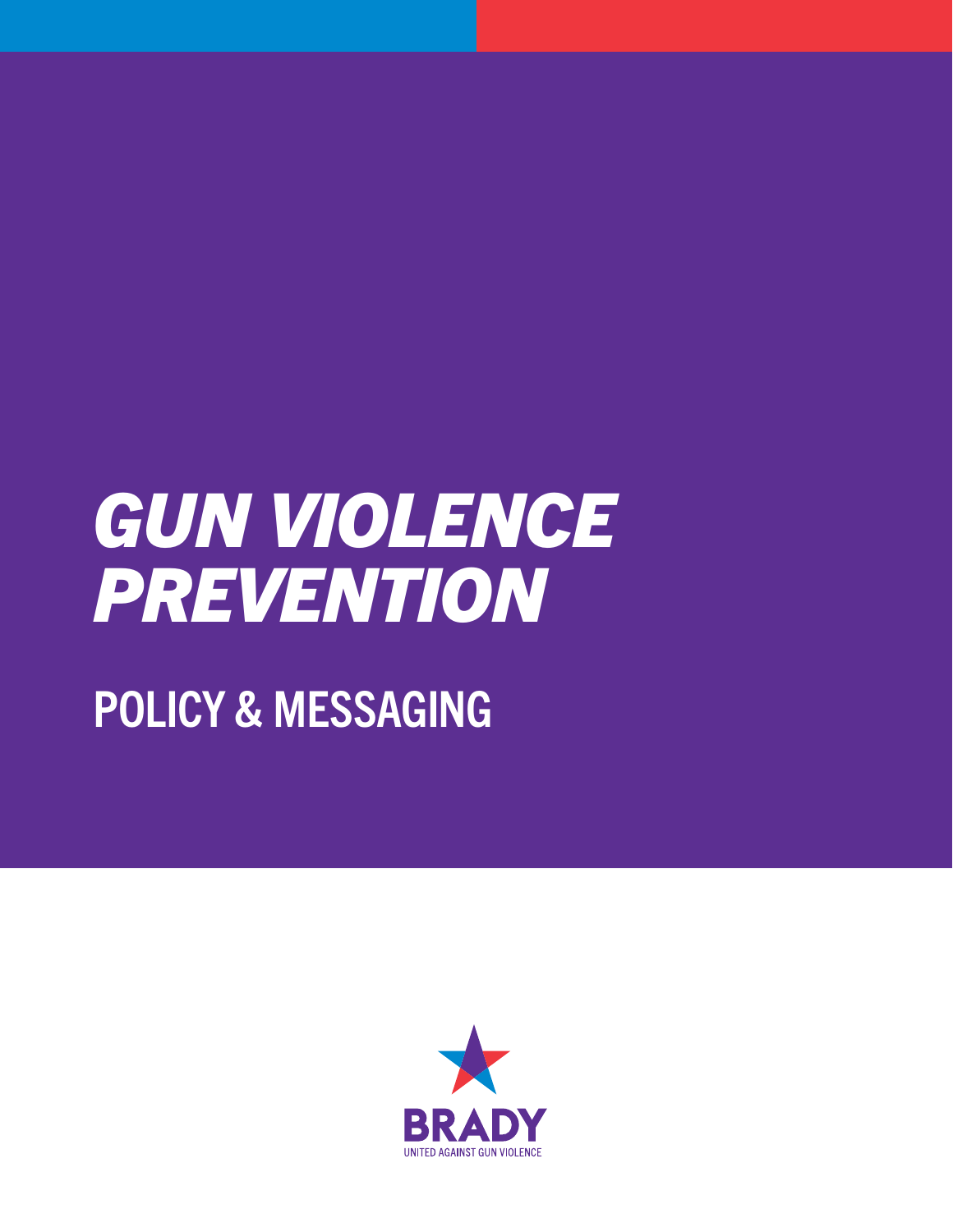# *GUN VIOLENCE PREVENTION*

## POLICY & MESSAGING

BRADY

UNITED AGAINST GUN VIOLENCE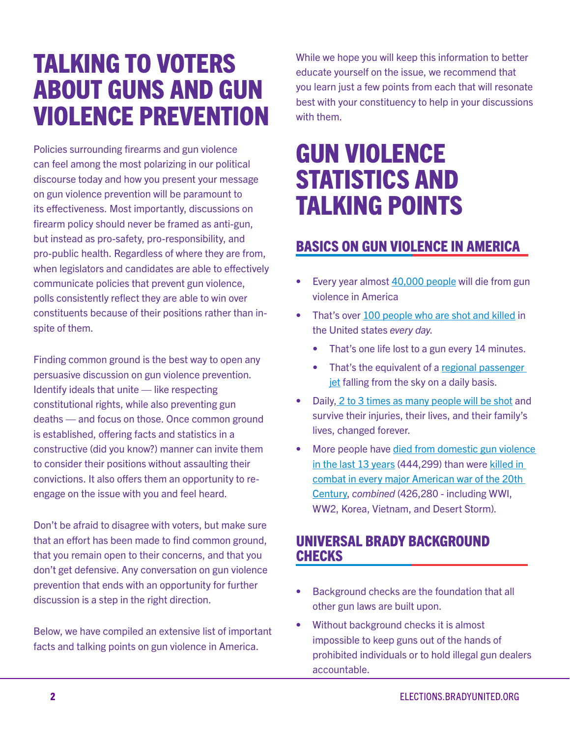# TALKING TO VOTERS ABOUT GUNS AND GUN VIOLENCE PREVENTION

Policies surrounding firearms and gun violence can feel among the most polarizing in our political discourse today and how you present your message on gun violence prevention will be paramount to its effectiveness. Most importantly, discussions on firearm policy should never be framed as anti-gun, but instead as pro-safety, pro-responsibility, and pro-public health. Regardless of where they are from, when legislators and candidates are able to effectively communicate policies that prevent gun violence, polls consistently reflect they are able to win over constituents because of their positions rather than in-spite of them.

Finding common ground is the best way to open any persuasive discussion on gun violence prevention. Identify ideals that unite — like respecting constitutional rights, while also preventing gun deaths — and focus on those. Once common ground is established, offering facts and statistics in a constructive (did you know?) manner can invite them to consider their positions without assaulting their convictions. It also offers them an opportunity to re-engage on the issue with you and feel heard.

Don't be afraid to disagree with voters, but make sure that an effort has been made to find common ground, that you remain open to their concerns, and that you don't get defensive. Any conversation on gun violence prevention that ends with an opportunity for further discussion is a step in the right direction.

Below, we have compiled an extensive list of important facts and talking points on gun violence in America.

While we hope you will keep this information to better educate yourself on the issue, we recommend that you learn just a few points from each that will resonate best with your constituency to help in your discussions with them.

# GUN VIOLENCE STATISTICS AND TALKING POINTS

## BASICS ON GUN VIOLENCE IN AMERICA

- Every year almost 40,000 people will die from gun violence in America
- That's over 100 people who are shot and killed in the United states *every day*.
  - That's one life lost to a gun every 14 minutes.
  - That's the equivalent of a regional passenger jet falling from the sky on a daily basis.
- Daily, 2 to 3 times as many people will be shot and survive their injuries, their lives, and their family's lives, changed forever.
- More people have died from domestic gun violence in the last 13 years (444,299) than were killed in combat in every major American war of the 20th Century, *combined* (426,280 - including WWI, WW2, Korea, Vietnam, and Desert Storm).

## UNIVERSAL BRADY BACKGROUND CHECKS

- Background checks are the foundation that all other gun laws are built upon.
- Without background checks it is almost impossible to keep guns out of the hands of prohibited individuals or to hold illegal gun dealers accountable.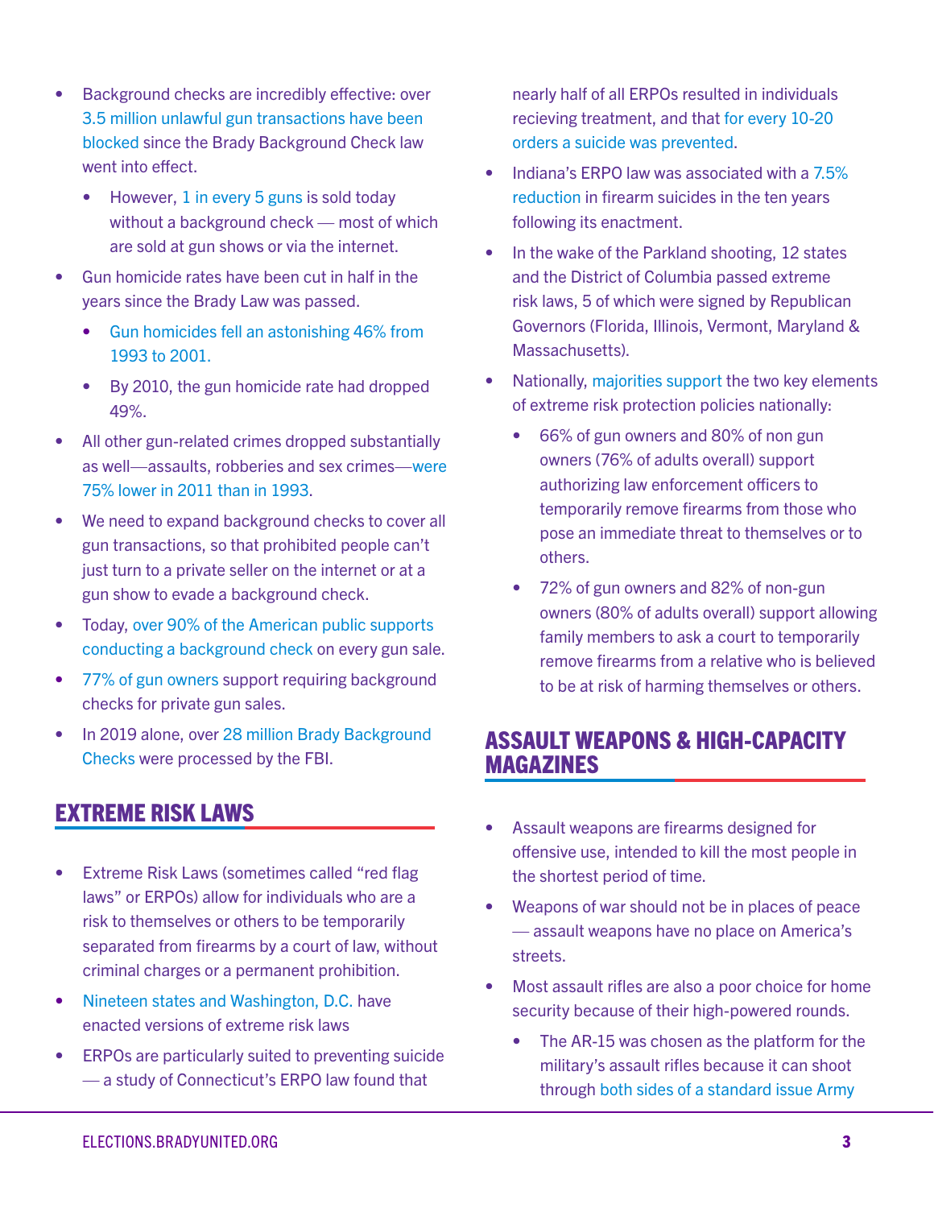- Background checks are incredibly effective: over 3.5 million unlawful gun transactions have been blocked since the Brady Background Check law went into effect.
  - However, 1 in every 5 guns is sold today without a background check — most of which are sold at gun shows or via the internet.
- Gun homicide rates have been cut in half in the years since the Brady Law was passed.
  - Gun homicides fell an astonishing 46% from 1993 to 2001.
  - By 2010, the gun homicide rate had dropped 49%.
- All other gun-related crimes dropped substantially as well—assaults, robberies and sex crimes—were 75% lower in 2011 than in 1993.
- We need to expand background checks to cover all gun transactions, so that prohibited people can't just turn to a private seller on the internet or at a gun show to evade a background check.
- Today, over 90% of the American public supports conducting a background check on every gun sale.
- 77% of gun owners support requiring background checks for private gun sales.
- In 2019 alone, over 28 million Brady Background Checks were processed by the FBI.

## EXTREME RISK LAWS

- Extreme Risk Laws (sometimes called "red flag laws" or ERPOs) allow for individuals who are a risk to themselves or others to be temporarily separated from firearms by a court of law, without criminal charges or a permanent prohibition.
- Nineteen states and Washington, D.C. have enacted versions of extreme risk laws
- ERPOs are particularly suited to preventing suicide — a study of Connecticut's ERPO law found that nearly half of all ERPOs resulted in individuals recieving treatment, and that for every 10-20 orders a suicide was prevented.
- Indiana's ERPO law was associated with a 7.5% reduction in firearm suicides in the ten years following its enactment.
- In the wake of the Parkland shooting, 12 states and the District of Columbia passed extreme risk laws, 5 of which were signed by Republican Governors (Florida, Illinois, Vermont, Maryland & Massachusetts).
- Nationally, majorities support the two key elements of extreme risk protection policies nationally:
  - 66% of gun owners and 80% of non gun owners (76% of adults overall) support authorizing law enforcement officers to temporarily remove firearms from those who pose an immediate threat to themselves or to others.
  - 72% of gun owners and 82% of non-gun owners (80% of adults overall) support allowing family members to ask a court to temporarily remove firearms from a relative who is believed to be at risk of harming themselves or others.

## ASSAULT WEAPONS & HIGH-CAPACITY MAGAZINES

- Assault weapons are firearms designed for offensive use, intended to kill the most people in the shortest period of time.
- Weapons of war should not be in places of peace — assault weapons have no place on America's streets.
- Most assault rifles are also a poor choice for home security because of their high-powered rounds.
  - The AR-15 was chosen as the platform for the military's assault rifles because it can shoot through both sides of a standard issue Army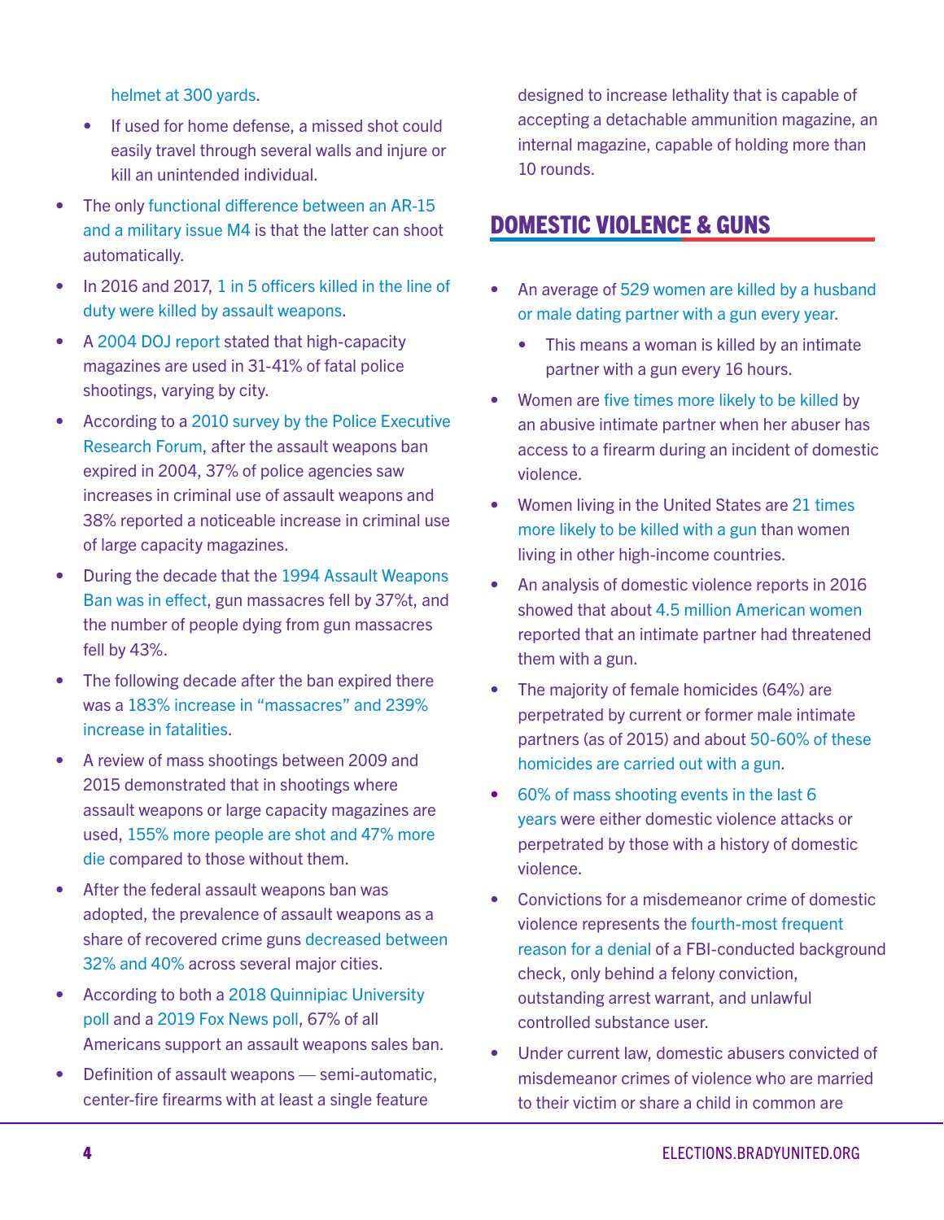helmet at 300 yards.

- If used for home defense, a missed shot could easily travel through several walls and injure or kill an unintended individual.

- The only functional difference between an AR-15 and a military issue M4 is that the latter can shoot automatically.
- In 2016 and 2017, 1 in 5 officers killed in the line of duty were killed by assault weapons.
- A 2004 DOJ report stated that high-capacity magazines are used in 31-41% of fatal police shootings, varying by city.
- According to a 2010 survey by the Police Executive Research Forum, after the assault weapons ban expired in 2004, 37% of police agencies saw increases in criminal use of assault weapons and 38% reported a noticeable increase in criminal use of large capacity magazines.
- During the decade that the 1994 Assault Weapons Ban was in effect, gun massacres fell by 37%t, and the number of people dying from gun massacres fell by 43%.
- The following decade after the ban expired there was a 183% increase in "massacres" and 239% increase in fatalities.
- A review of mass shootings between 2009 and 2015 demonstrated that in shootings where assault weapons or large capacity magazines are used, 155% more people are shot and 47% more die compared to those without them.
- After the federal assault weapons ban was adopted, the prevalence of assault weapons as a share of recovered crime guns decreased between 32% and 40% across several major cities.
- According to both a 2018 Quinnipiac University poll and a 2019 Fox News poll, 67% of all Americans support an assault weapons sales ban.
- Definition of assault weapons — semi-automatic, center-fire firearms with at least a single feature designed to increase lethality that is capable of accepting a detachable ammunition magazine, an internal magazine, capable of holding more than 10 rounds.

## DOMESTIC VIOLENCE & GUNS

- An average of 529 women are killed by a husband or male dating partner with a gun every year.
  - This means a woman is killed by an intimate partner with a gun every 16 hours.
- Women are five times more likely to be killed by an abusive intimate partner when her abuser has access to a firearm during an incident of domestic violence.
- Women living in the United States are 21 times more likely to be killed with a gun than women living in other high-income countries.
- An analysis of domestic violence reports in 2016 showed that about 4.5 million American women reported that an intimate partner had threatened them with a gun.
- The majority of female homicides (64%) are perpetrated by current or former male intimate partners (as of 2015) and about 50-60% of these homicides are carried out with a gun.
- 60% of mass shooting events in the last 6 years were either domestic violence attacks or perpetrated by those with a history of domestic violence.
- Convictions for a misdemeanor crime of domestic violence represents the fourth-most frequent reason for a denial of a FBI-conducted background check, only behind a felony conviction, outstanding arrest warrant, and unlawful controlled substance user.
- Under current law, domestic abusers convicted of misdemeanor crimes of violence who are married to their victim or share a child in common are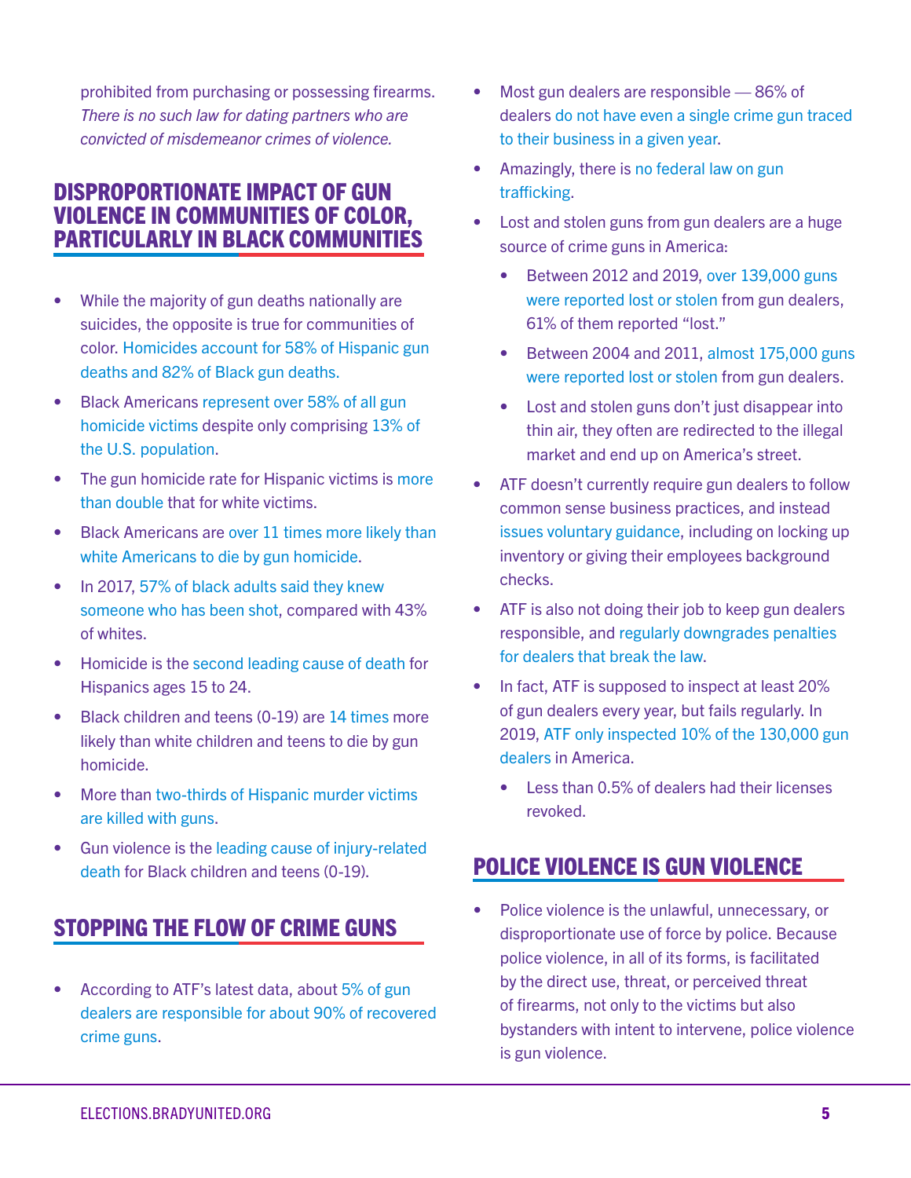prohibited from purchasing or possessing firearms. *There is no such law for dating partners who are convicted of misdemeanor crimes of violence.*

## DISPROPORTIONATE IMPACT OF GUN VIOLENCE IN COMMUNITIES OF COLOR, PARTICULARLY IN BLACK COMMUNITIES

- While the majority of gun deaths nationally are suicides, the opposite is true for communities of color. Homicides account for 58% of Hispanic gun deaths and 82% of Black gun deaths.
- Black Americans represent over 58% of all gun homicide victims despite only comprising 13% of the U.S. population.
- The gun homicide rate for Hispanic victims is more than double that for white victims.
- Black Americans are over 11 times more likely than white Americans to die by gun homicide.
- In 2017, 57% of black adults said they knew someone who has been shot, compared with 43% of whites.
- Homicide is the second leading cause of death for Hispanics ages 15 to 24.
- Black children and teens (0-19) are 14 times more likely than white children and teens to die by gun homicide.
- More than two-thirds of Hispanic murder victims are killed with guns.
- Gun violence is the leading cause of injury-related death for Black children and teens (0-19).

## STOPPING THE FLOW OF CRIME GUNS

- According to ATF's latest data, about 5% of gun dealers are responsible for about 90% of recovered crime guns.
- Most gun dealers are responsible — 86% of dealers do not have even a single crime gun traced to their business in a given year.
- Amazingly, there is no federal law on gun trafficking.
- Lost and stolen guns from gun dealers are a huge source of crime guns in America:
  - Between 2012 and 2019, over 139,000 guns were reported lost or stolen from gun dealers, 61% of them reported "lost."
  - Between 2004 and 2011, almost 175,000 guns were reported lost or stolen from gun dealers.
  - Lost and stolen guns don't just disappear into thin air, they often are redirected to the illegal market and end up on America's street.
- ATF doesn't currently require gun dealers to follow common sense business practices, and instead issues voluntary guidance, including on locking up inventory or giving their employees background checks.
- ATF is also not doing their job to keep gun dealers responsible, and regularly downgrades penalties for dealers that break the law.
- In fact, ATF is supposed to inspect at least 20% of gun dealers every year, but fails regularly. In 2019, ATF only inspected 10% of the 130,000 gun dealers in America.
  - Less than 0.5% of dealers had their licenses revoked.

## POLICE VIOLENCE IS GUN VIOLENCE

- Police violence is the unlawful, unnecessary, or disproportionate use of force by police. Because police violence, in all of its forms, is facilitated by the direct use, threat, or perceived threat of firearms, not only to the victims but also bystanders with intent to intervene, police violence is gun violence.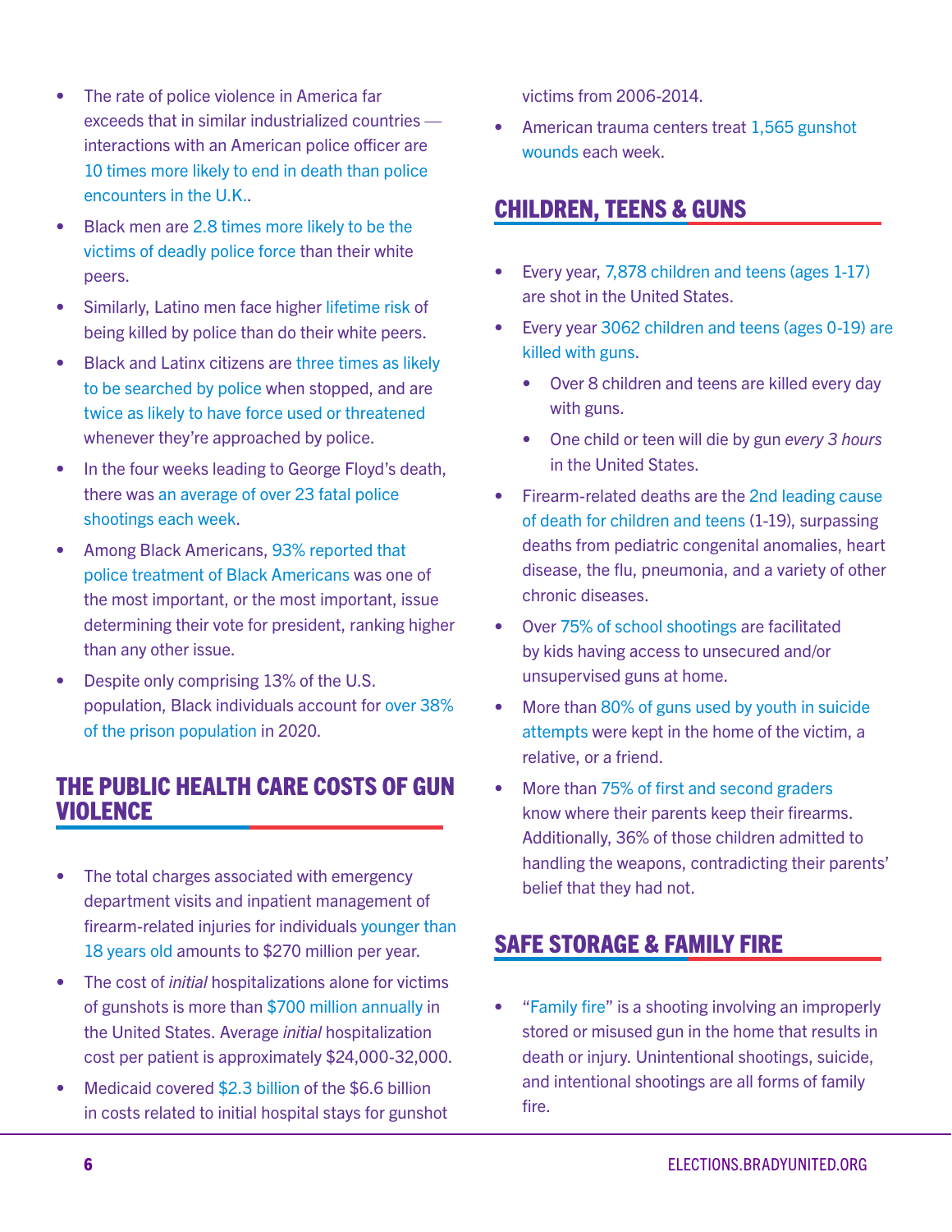- The rate of police violence in America far exceeds that in similar industrialized countries — interactions with an American police officer are 10 times more likely to end in death than police encounters in the U.K..
- Black men are 2.8 times more likely to be the victims of deadly police force than their white peers.
- Similarly, Latino men face higher lifetime risk of being killed by police than do their white peers.
- Black and Latinx citizens are three times as likely to be searched by police when stopped, and are twice as likely to have force used or threatened whenever they're approached by police.
- In the four weeks leading to George Floyd's death, there was an average of over 23 fatal police shootings each week.
- Among Black Americans, 93% reported that police treatment of Black Americans was one of the most important, or the most important, issue determining their vote for president, ranking higher than any other issue.
- Despite only comprising 13% of the U.S. population, Black individuals account for over 38% of the prison population in 2020.

## THE PUBLIC HEALTH CARE COSTS OF GUN VIOLENCE

- The total charges associated with emergency department visits and inpatient management of firearm-related injuries for individuals younger than 18 years old amounts to $270 million per year.
- The cost of *initial* hospitalizations alone for victims of gunshots is more than $700 million annually in the United States. Average *initial* hospitalization cost per patient is approximately $24,000-32,000.
- Medicaid covered $2.3 billion of the $6.6 billion in costs related to initial hospital stays for gunshot victims from 2006-2014.
- American trauma centers treat 1,565 gunshot wounds each week.

## CHILDREN, TEENS & GUNS

- Every year, 7,878 children and teens (ages 1-17) are shot in the United States.
- Every year 3062 children and teens (ages 0-19) are killed with guns.
    - Over 8 children and teens are killed every day with guns.
    - One child or teen will die by gun *every 3 hours* in the United States.
- Firearm-related deaths are the 2nd leading cause of death for children and teens (1-19), surpassing deaths from pediatric congenital anomalies, heart disease, the flu, pneumonia, and a variety of other chronic diseases.
- Over 75% of school shootings are facilitated by kids having access to unsecured and/or unsupervised guns at home.
- More than 80% of guns used by youth in suicide attempts were kept in the home of the victim, a relative, or a friend.
- More than 75% of first and second graders know where their parents keep their firearms. Additionally, 36% of those children admitted to handling the weapons, contradicting their parents' belief that they had not.

## SAFE STORAGE & FAMILY FIRE

- "Family fire" is a shooting involving an improperly stored or misused gun in the home that results in death or injury. Unintentional shootings, suicide, and intentional shootings are all forms of family fire.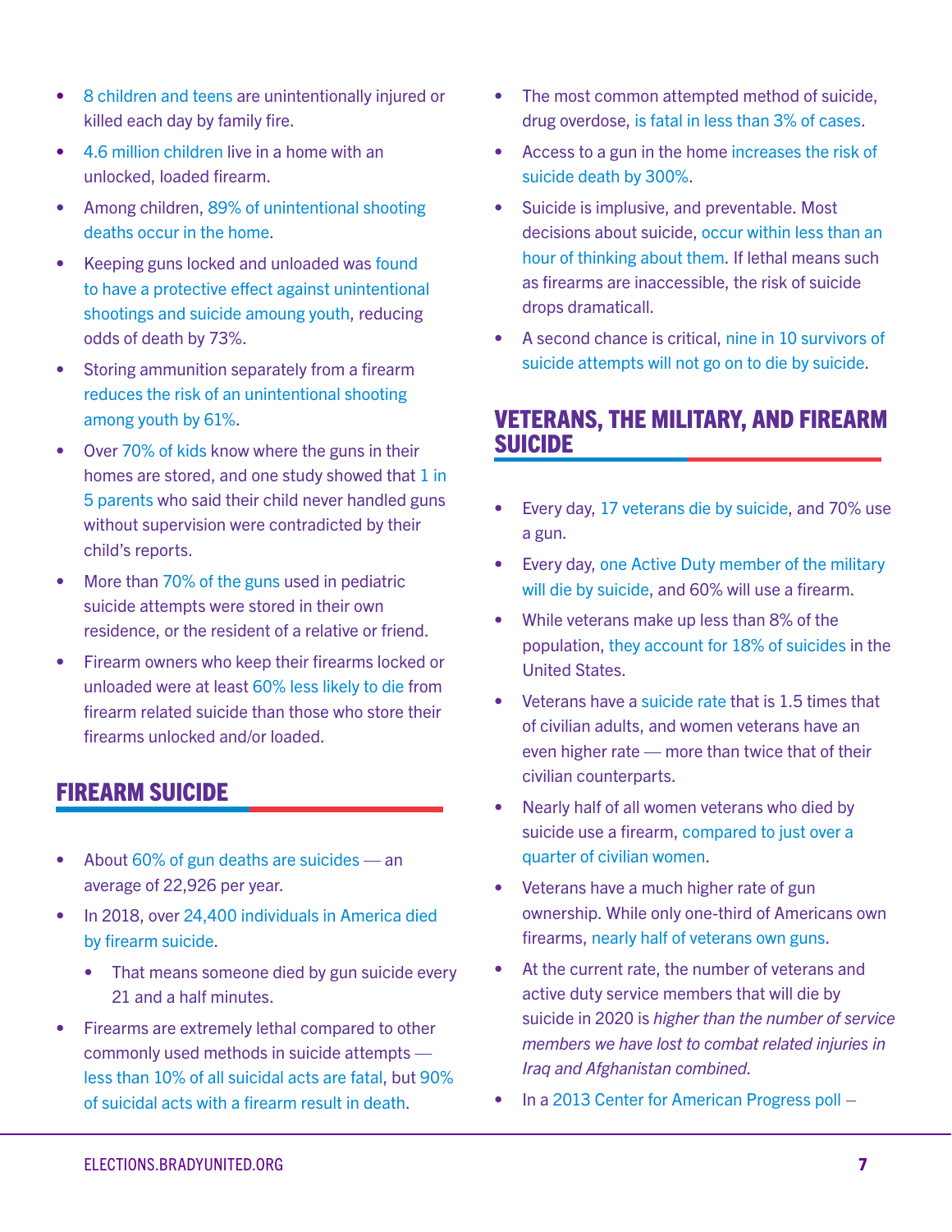- 8 children and teens are unintentionally injured or killed each day by family fire.
- 4.6 million children live in a home with an unlocked, loaded firearm.
- Among children, 89% of unintentional shooting deaths occur in the home.
- Keeping guns locked and unloaded was found to have a protective effect against unintentional shootings and suicide amoung youth, reducing odds of death by 73%.
- Storing ammunition separately from a firearm reduces the risk of an unintentional shooting among youth by 61%.
- Over 70% of kids know where the guns in their homes are stored, and one study showed that 1 in 5 parents who said their child never handled guns without supervision were contradicted by their child's reports.
- More than 70% of the guns used in pediatric suicide attempts were stored in their own residence, or the resident of a relative or friend.
- Firearm owners who keep their firearms locked or unloaded were at least 60% less likely to die from firearm related suicide than those who store their firearms unlocked and/or loaded.

## FIREARM SUICIDE

- About 60% of gun deaths are suicides — an average of 22,926 per year.
- In 2018, over 24,400 individuals in America died by firearm suicide.
    - That means someone died by gun suicide every 21 and a half minutes.
- Firearms are extremely lethal compared to other commonly used methods in suicide attempts — less than 10% of all suicidal acts are fatal, but 90% of suicidal acts with a firearm result in death.
- The most common attempted method of suicide, drug overdose, is fatal in less than 3% of cases.
- Access to a gun in the home increases the risk of suicide death by 300%.
- Suicide is implusive, and preventable. Most decisions about suicide, occur within less than an hour of thinking about them. If lethal means such as firearms are inaccessible, the risk of suicide drops dramaticall.
- A second chance is critical, nine in 10 survivors of suicide attempts will not go on to die by suicide.

## VETERANS, THE MILITARY, AND FIREARM SUICIDE

- Every day, 17 veterans die by suicide, and 70% use a gun.
- Every day, one Active Duty member of the military will die by suicide, and 60% will use a firearm.
- While veterans make up less than 8% of the population, they account for 18% of suicides in the United States.
- Veterans have a suicide rate that is 1.5 times that of civilian adults, and women veterans have an even higher rate — more than twice that of their civilian counterparts.
- Nearly half of all women veterans who died by suicide use a firearm, compared to just over a quarter of civilian women.
- Veterans have a much higher rate of gun ownership. While only one-third of Americans own firearms, nearly half of veterans own guns.
- At the current rate, the number of veterans and active duty service members that will die by suicide in 2020 is *higher than the number of service members we have lost to combat related injuries in Iraq and Afghanistan combined*.
- In a 2013 Center for American Progress poll –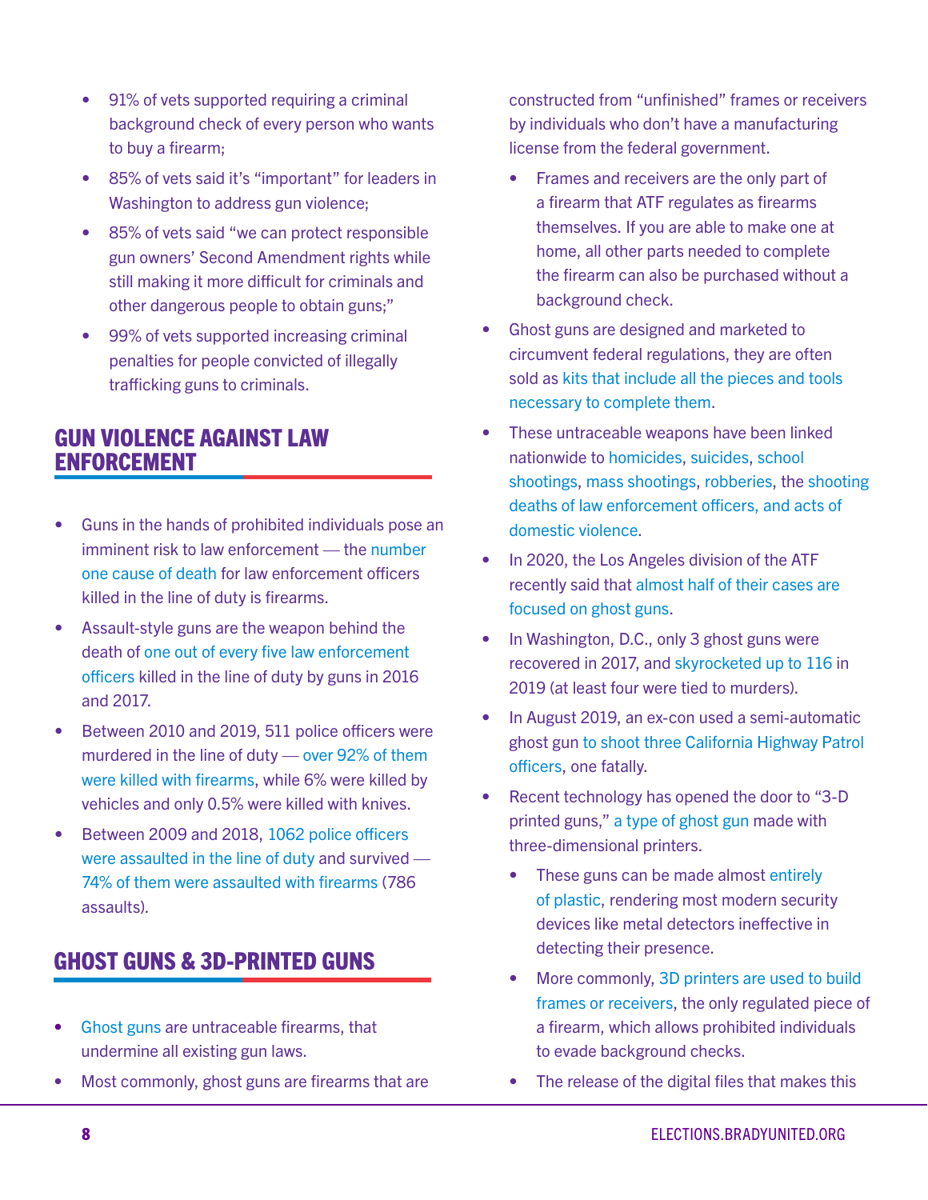- 91% of vets supported requiring a criminal background check of every person who wants to buy a firearm;
- 85% of vets said it's "important" for leaders in Washington to address gun violence;
- 85% of vets said "we can protect responsible gun owners' Second Amendment rights while still making it more difficult for criminals and other dangerous people to obtain guns;"
- 99% of vets supported increasing criminal penalties for people convicted of illegally trafficking guns to criminals.

## GUN VIOLENCE AGAINST LAW ENFORCEMENT

- Guns in the hands of prohibited individuals pose an imminent risk to law enforcement — the number one cause of death for law enforcement officers killed in the line of duty is firearms.
- Assault-style guns are the weapon behind the death of one out of every five law enforcement officers killed in the line of duty by guns in 2016 and 2017.
- Between 2010 and 2019, 511 police officers were murdered in the line of duty — over 92% of them were killed with firearms, while 6% were killed by vehicles and only 0.5% were killed with knives.
- Between 2009 and 2018, 1062 police officers were assaulted in the line of duty and survived — 74% of them were assaulted with firearms (786 assaults).

## GHOST GUNS & 3D-PRINTED GUNS

- Ghost guns are untraceable firearms, that undermine all existing gun laws.
- Most commonly, ghost guns are firearms that are constructed from "unfinished" frames or receivers by individuals who don't have a manufacturing license from the federal government.
  - Frames and receivers are the only part of a firearm that ATF regulates as firearms themselves. If you are able to make one at home, all other parts needed to complete the firearm can also be purchased without a background check.
- Ghost guns are designed and marketed to circumvent federal regulations, they are often sold as kits that include all the pieces and tools necessary to complete them.
- These untraceable weapons have been linked nationwide to homicides, suicides, school shootings, mass shootings, robberies, the shooting deaths of law enforcement officers, and acts of domestic violence.
- In 2020, the Los Angeles division of the ATF recently said that almost half of their cases are focused on ghost guns.
- In Washington, D.C., only 3 ghost guns were recovered in 2017, and skyrocketed up to 116 in 2019 (at least four were tied to murders).
- In August 2019, an ex-con used a semi-automatic ghost gun to shoot three California Highway Patrol officers, one fatally.
- Recent technology has opened the door to "3-D printed guns," a type of ghost gun made with three-dimensional printers.
  - These guns can be made almost entirely of plastic, rendering most modern security devices like metal detectors ineffective in detecting their presence.
  - More commonly, 3D printers are used to build frames or receivers, the only regulated piece of a firearm, which allows prohibited individuals to evade background checks.
  - The release of the digital files that makes this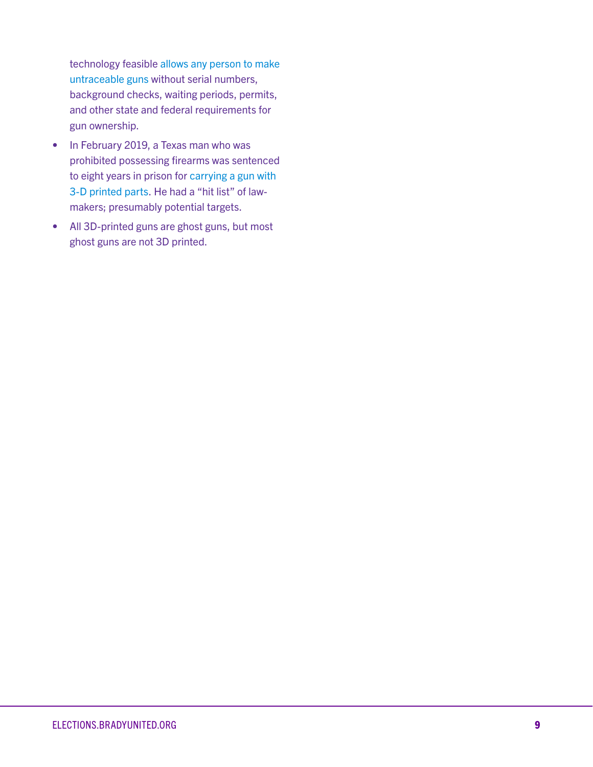technology feasible allows any person to make untraceable guns without serial numbers, background checks, waiting periods, permits, and other state and federal requirements for gun ownership.

- In February 2019, a Texas man who was prohibited possessing firearms was sentenced to eight years in prison for carrying a gun with 3-D printed parts. He had a "hit list" of lawmakers; presumably potential targets.
- All 3D-printed guns are ghost guns, but most ghost guns are not 3D printed.